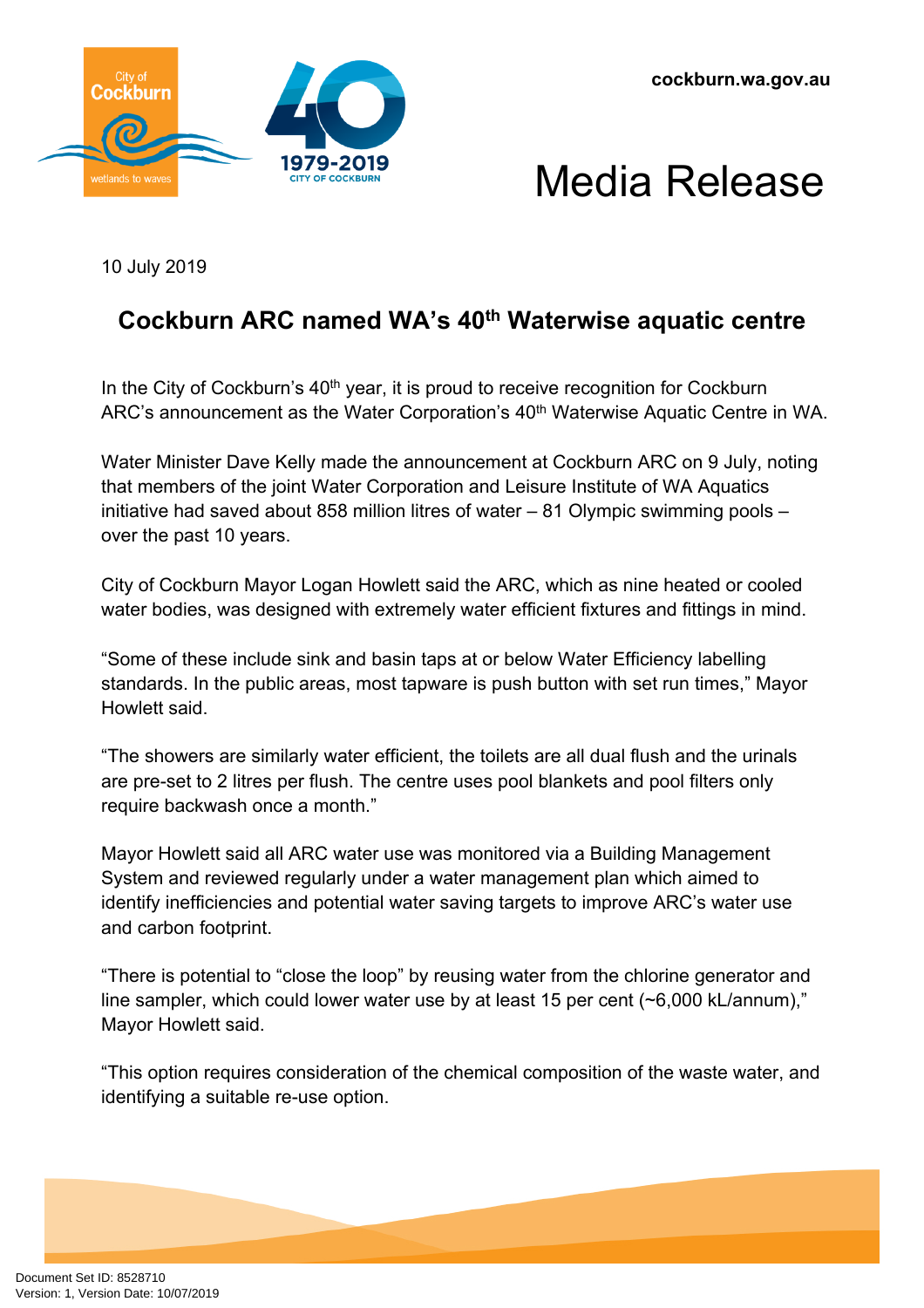cockburn.wa.gov.au

# Media Release

10 July 2019

## Cockburn ARC named WA's 40th Waterwise aquatic centre

In the City of Cockburn's 40th year, it is proud to receive recognition for Cockburn ARC's announcement as the Water Corporation's 40th Waterwise Aquatic Centre in WA.

Water Minister Dave Kelly made the announcement at Cockburn ARC on 9 July, noting that members of the joint Water Corporation and Leisure Institute of WA Aquatics initiative had saved about 858 million litres of water – 81 Olympic swimming pools – over the past 10 years.

City of Cockburn Mayor Logan Howlett said the ARC, which as nine heated or cooled water bodies, was designed with extremely water efficient fixtures and fittings in mind.

"Some of these include sink and basin taps at or below Water Efficiency labelling standards. In the public areas, most tapware is push button with set run times," Mayor Howlett said.

"The showers are similarly water efficient, the toilets are all dual flush and the urinals are pre-set to 2 litres per flush. The centre uses pool blankets and pool filters only require backwash once a month."

Mayor Howlett said all ARC water use was monitored via a Building Management System and reviewed regularly under a water management plan which aimed to identify inefficiencies and potential water saving targets to improve ARC's water use and carbon footprint.

"There is potential to "close the loop" by reusing water from the chlorine generator and line sampler, which could lower water use by at least 15 per cent (~6,000 kL/annum)," Mayor Howlett said.

"This option requires consideration of the chemical composition of the waste water, and identifying a suitable re-use option.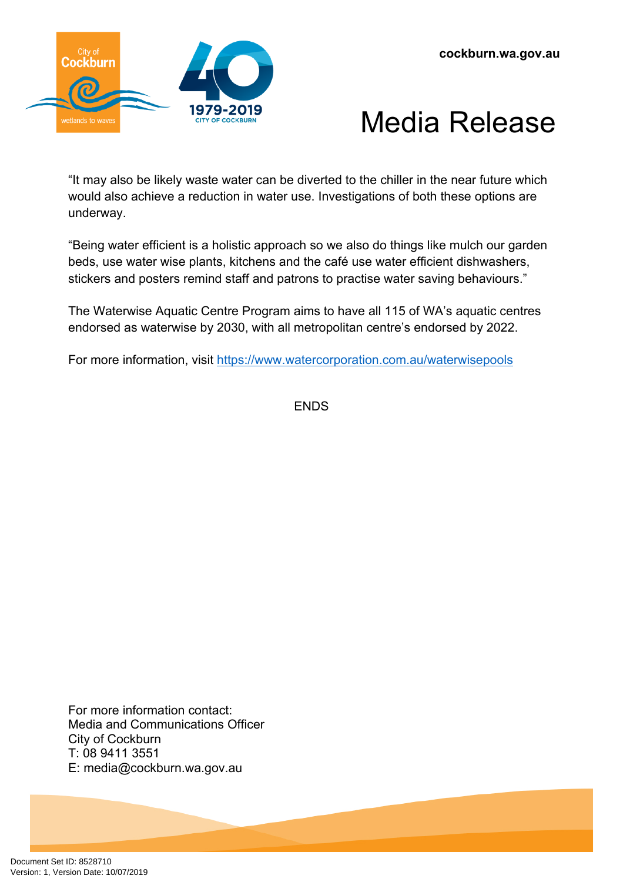cockburn.wa.gov.au

# Media Release

"It may also be likely waste water can be diverted to the chiller in the near future which would also achieve a reduction in water use. Investigations of both these options are underway.

"Being water efficient is a holistic approach so we also do things like mulch our garden beds, use water wise plants, kitchens and the café use water efficient dishwashers, stickers and posters remind staff and patrons to practise water saving behaviours."

The Waterwise Aquatic Centre Program aims to have all 115 of WA's aquatic centres endorsed as waterwise by 2030, with all metropolitan centre's endorsed by 2022.

For more information, visit [https://www.watercorporation.com.au/waterwisepools](https://www.watercorporation.com.au/waterwisepools)

ENDS

For more information contact:
Media and Communications Officer
City of Cockburn
T: 08 9411 3551
E: media@cockburn.wa.gov.au

Document Set ID: 8528710
Version: 1, Version Date: 10/07/2019